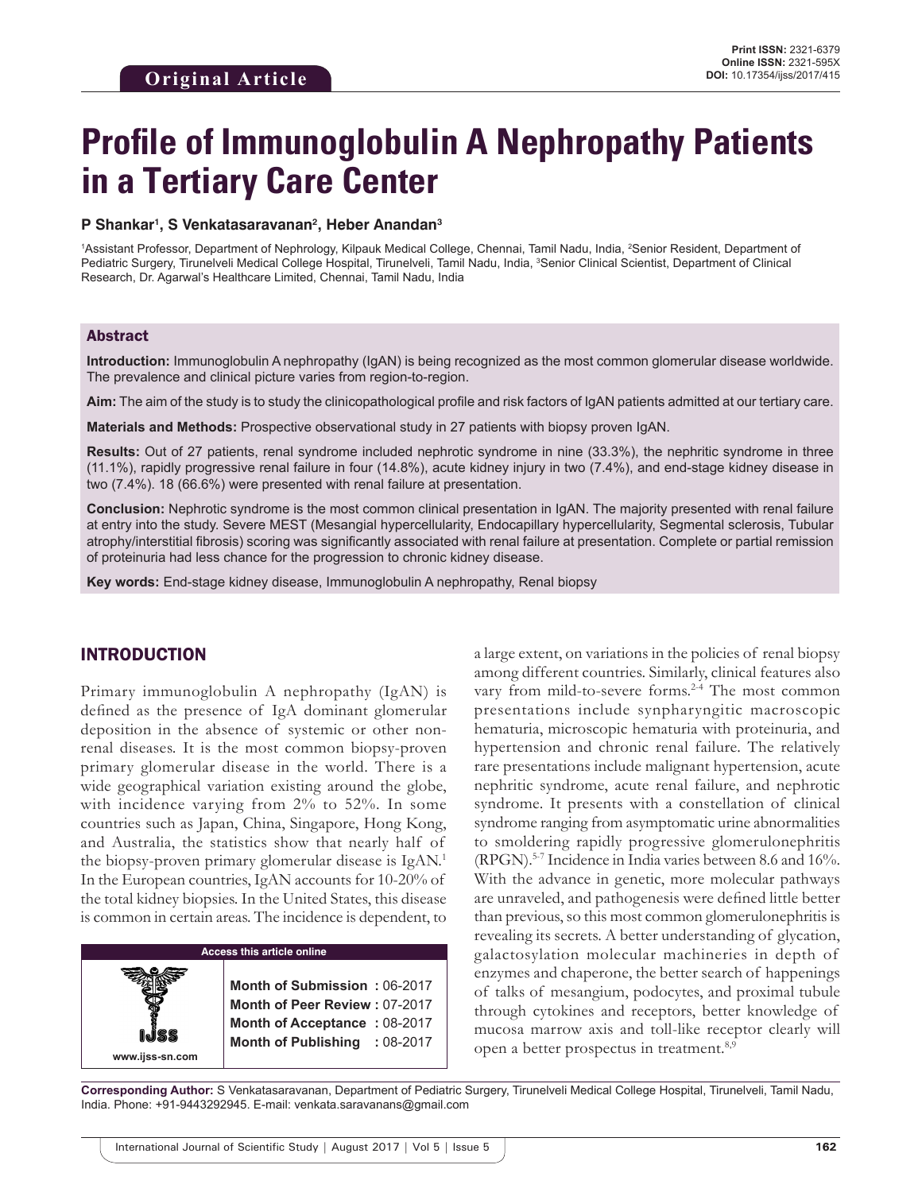Original Article

Print ISSN: 2321-6379
Online ISSN: 2321-595X
DOI: 10.17354/ijss/2017/415

# Profile of Immunoglobulin A Nephropathy Patients in a Tertiary Care Center

**P Shankar[1], S Venkatasaravanan[2], Heber Anandan[3]**

[1]Assistant Professor, Department of Nephrology, Kilpauk Medical College, Chennai, Tamil Nadu, India, [2]Senior Resident, Department of Pediatric Surgery, Tirunelveli Medical College Hospital, Tirunelveli, Tamil Nadu, India, [3]Senior Clinical Scientist, Department of Clinical Research, Dr. Agarwal's Healthcare Limited, Chennai, Tamil Nadu, India

## Abstract

**Introduction:** Immunoglobulin A nephropathy (IgAN) is being recognized as the most common glomerular disease worldwide. The prevalence and clinical picture varies from region-to-region.

**Aim:** The aim of the study is to study the clinicopathological profile and risk factors of IgAN patients admitted at our tertiary care.

**Materials and Methods:** Prospective observational study in 27 patients with biopsy proven IgAN.

**Results:** Out of 27 patients, renal syndrome included nephrotic syndrome in nine (33.3%), the nephritic syndrome in three (11.1%), rapidly progressive renal failure in four (14.8%), acute kidney injury in two (7.4%), and end-stage kidney disease in two (7.4%). 18 (66.6%) were presented with renal failure at presentation.

**Conclusion:** Nephrotic syndrome is the most common clinical presentation in IgAN. The majority presented with renal failure at entry into the study. Severe MEST (Mesangial hypercellularity, Endocapillary hypercellularity, Segmental sclerosis, Tubular atrophy/interstitial fibrosis) scoring was significantly associated with renal failure at presentation. Complete or partial remission of proteinuria had less chance for the progression to chronic kidney disease.

**Key words:** End-stage kidney disease, Immunoglobulin A nephropathy, Renal biopsy

## INTRODUCTION

Primary immunoglobulin A nephropathy (IgAN) is defined as the presence of IgA dominant glomerular deposition in the absence of systemic or other non-renal diseases. It is the most common biopsy-proven primary glomerular disease in the world. There is a wide geographical variation existing around the globe, with incidence varying from 2% to 52%. In some countries such as Japan, China, Singapore, Hong Kong, and Australia, the statistics show that nearly half of the biopsy-proven primary glomerular disease is IgAN.[1] In the European countries, IgAN accounts for 10-20% of the total kidney biopsies. In the United States, this disease is common in certain areas. The incidence is dependent, to a large extent, on variations in the policies of renal biopsy among different countries. Similarly, clinical features also vary from mild-to-severe forms.[2-4] The most common presentations include synpharyngitic macroscopic hematuria, microscopic hematuria with proteinuria, and hypertension and chronic renal failure. The relatively rare presentations include malignant hypertension, acute nephritic syndrome, acute renal failure, and nephrotic syndrome. It presents with a constellation of clinical syndrome ranging from asymptomatic urine abnormalities to smoldering rapidly progressive glomerulonephritis (RPGN).[5-7] Incidence in India varies between 8.6 and 16%. With the advance in genetic, more molecular pathways are unraveled, and pathogenesis were defined little better than previous, so this most common glomerulonephritis is revealing its secrets. A better understanding of glycation, galactosylation molecular machineries in depth of enzymes and chaperone, the better search of happenings of talks of mesangium, podocytes, and proximal tubule through cytokines and receptors, better knowledge of mucosa marrow axis and toll-like receptor clearly will open a better prospectus in treatment.[8,9]

| Access this article online | |
|---|---|
| www.ijss-sn.com | **Month of Submission :** 06-2017<br>**Month of Peer Review :** 07-2017<br>**Month of Acceptance :** 08-2017<br>**Month of Publishing :** 08-2017 |

**Corresponding Author:** S Venkatasaravanan, Department of Pediatric Surgery, Tirunelveli Medical College Hospital, Tirunelveli, Tamil Nadu, India. Phone: +91-9443292945. E-mail: venkata.saravanans@gmail.com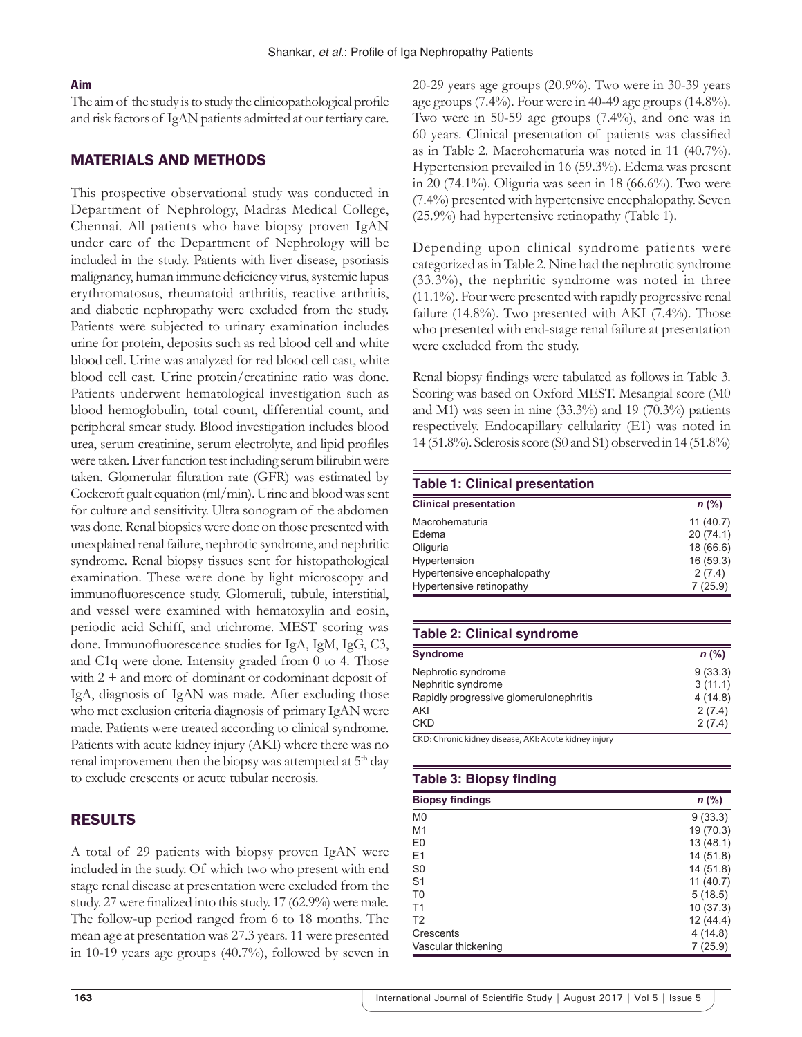## Aim

The aim of the study is to study the clinicopathological profile and risk factors of IgAN patients admitted at our tertiary care.

## MATERIALS AND METHODS

This prospective observational study was conducted in Department of Nephrology, Madras Medical College, Chennai. All patients who have biopsy proven IgAN under care of the Department of Nephrology will be included in the study. Patients with liver disease, psoriasis malignancy, human immune deficiency virus, systemic lupus erythromatosus, rheumatoid arthritis, reactive arthritis, and diabetic nephropathy were excluded from the study. Patients were subjected to urinary examination includes urine for protein, deposits such as red blood cell and white blood cell. Urine was analyzed for red blood cell cast, white blood cell cast. Urine protein/creatinine ratio was done. Patients underwent hematological investigation such as blood hemoglobulin, total count, differential count, and peripheral smear study. Blood investigation includes blood urea, serum creatinine, serum electrolyte, and lipid profiles were taken. Liver function test including serum bilirubin were taken. Glomerular filtration rate (GFR) was estimated by Cockcroft gualt equation (ml/min). Urine and blood was sent for culture and sensitivity. Ultra sonogram of the abdomen was done. Renal biopsies were done on those presented with unexplained renal failure, nephrotic syndrome, and nephritic syndrome. Renal biopsy tissues sent for histopathological examination. These were done by light microscopy and immunofluorescence study. Glomeruli, tubule, interstitial, and vessel were examined with hematoxylin and eosin, periodic acid Schiff, and trichrome. MEST scoring was done. Immunofluorescence studies for IgA, IgM, IgG, C3, and C1q were done. Intensity graded from 0 to 4. Those with 2 + and more of dominant or codominant deposit of IgA, diagnosis of IgAN was made. After excluding those who met exclusion criteria diagnosis of primary IgAN were made. Patients were treated according to clinical syndrome. Patients with acute kidney injury (AKI) where there was no renal improvement then the biopsy was attempted at 5th day to exclude crescents or acute tubular necrosis.

## RESULTS

A total of 29 patients with biopsy proven IgAN were included in the study. Of which two who present with end stage renal disease at presentation were excluded from the study. 27 were finalized into this study. 17 (62.9%) were male. The follow-up period ranged from 6 to 18 months. The mean age at presentation was 27.3 years. 11 were presented in 10-19 years age groups (40.7%), followed by seven in 20-29 years age groups (20.9%). Two were in 30-39 years age groups (7.4%). Four were in 40-49 age groups (14.8%). Two were in 50-59 age groups (7.4%), and one was in 60 years. Clinical presentation of patients was classified as in Table 2. Macrohematuria was noted in 11 (40.7%). Hypertension prevailed in 16 (59.3%). Edema was present in 20 (74.1%). Oliguria was seen in 18 (66.6%). Two were (7.4%) presented with hypertensive encephalopathy. Seven (25.9%) had hypertensive retinopathy (Table 1).

Depending upon clinical syndrome patients were categorized as in Table 2. Nine had the nephrotic syndrome (33.3%), the nephritic syndrome was noted in three (11.1%). Four were presented with rapidly progressive renal failure (14.8%). Two presented with AKI (7.4%). Those who presented with end-stage renal failure at presentation were excluded from the study.

Renal biopsy findings were tabulated as follows in Table 3. Scoring was based on Oxford MEST. Mesangial score (M0 and M1) was seen in nine (33.3%) and 19 (70.3%) patients respectively. Endocapillary cellularity (E1) was noted in 14 (51.8%). Sclerosis score (S0 and S1) observed in 14 (51.8%)

**Table 1: Clinical presentation**

| Clinical presentation | n (%) |
|---|---|
| Macrohematuria | 11 (40.7) |
| Edema | 20 (74.1) |
| Oliguria | 18 (66.6) |
| Hypertension | 16 (59.3) |
| Hypertensive encephalopathy | 2 (7.4) |
| Hypertensive retinopathy | 7 (25.9) |

**Table 2: Clinical syndrome**

| Syndrome | n (%) |
|---|---|
| Nephrotic syndrome | 9 (33.3) |
| Nephritic syndrome | 3 (11.1) |
| Rapidly progressive glomerulonephritis | 4 (14.8) |
| AKI | 2 (7.4) |
| CKD | 2 (7.4) |

CKD: Chronic kidney disease, AKI: Acute kidney injury

**Table 3: Biopsy finding**

| Biopsy findings | n (%) |
|---|---|
| M0 | 9 (33.3) |
| M1 | 19 (70.3) |
| E0 | 13 (48.1) |
| E1 | 14 (51.8) |
| S0 | 14 (51.8) |
| S1 | 11 (40.7) |
| T0 | 5 (18.5) |
| T1 | 10 (37.3) |
| T2 | 12 (44.4) |
| Crescents | 4 (14.8) |
| Vascular thickening | 7 (25.9) |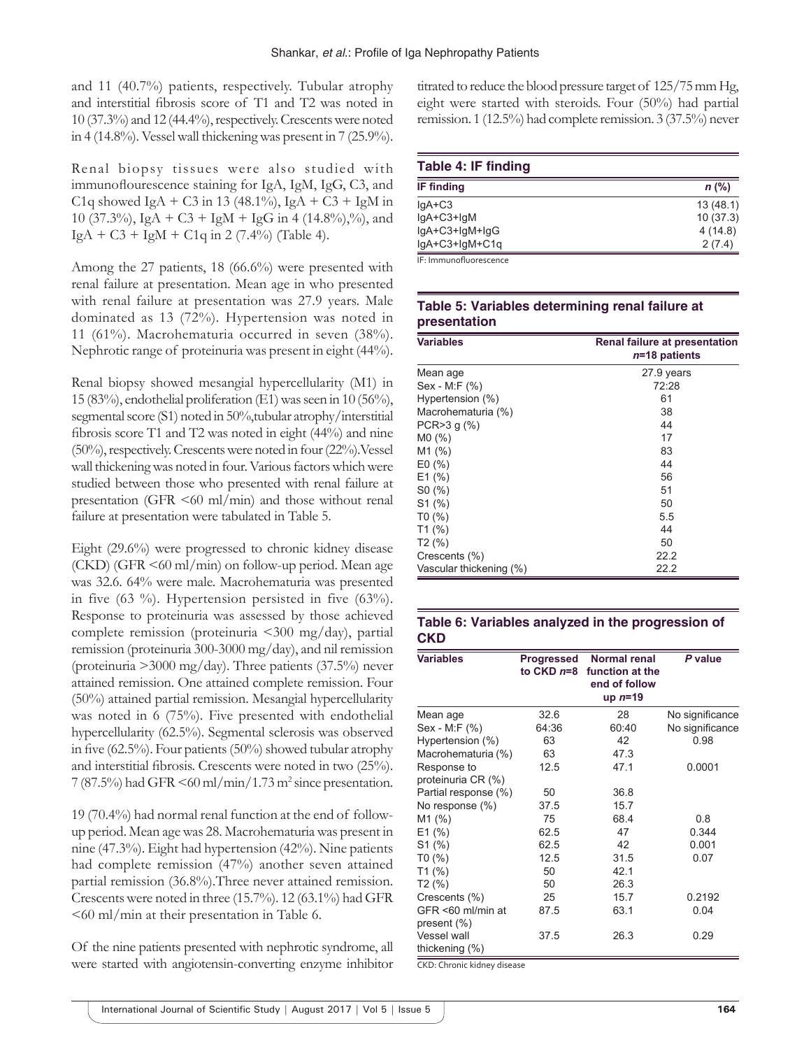and 11 (40.7%) patients, respectively. Tubular atrophy and interstitial fibrosis score of T1 and T2 was noted in 10 (37.3%) and 12 (44.4%), respectively. Crescents were noted in 4 (14.8%). Vessel wall thickening was present in 7 (25.9%).

Renal biopsy tissues were also studied with immunoflourescence staining for IgA, IgM, IgG, C3, and C1q showed IgA + C3 in 13 (48.1%), IgA + C3 + IgM in 10 (37.3%), IgA + C3 + IgM + IgG in 4 (14.8%),%), and IgA + C3 + IgM + C1q in 2 (7.4%) (Table 4).

Among the 27 patients, 18 (66.6%) were presented with renal failure at presentation. Mean age in who presented with renal failure at presentation was 27.9 years. Male dominated as 13 (72%). Hypertension was noted in 11 (61%). Macrohematuria occurred in seven (38%). Nephrotic range of proteinuria was present in eight (44%).

Renal biopsy showed mesangial hypercellularity (M1) in 15 (83%), endothelial proliferation (E1) was seen in 10 (56%), segmental score (S1) noted in 50%,tubular atrophy/interstitial fibrosis score T1 and T2 was noted in eight (44%) and nine (50%), respectively. Crescents were noted in four (22%).Vessel wall thickening was noted in four. Various factors which were studied between those who presented with renal failure at presentation (GFR <60 ml/min) and those without renal failure at presentation were tabulated in Table 5.

Eight (29.6%) were progressed to chronic kidney disease (CKD) (GFR <60 ml/min) on follow-up period. Mean age was 32.6. 64% were male. Macrohematuria was presented in five (63 %). Hypertension persisted in five (63%). Response to proteinuria was assessed by those achieved complete remission (proteinuria <300 mg/day), partial remission (proteinuria 300-3000 mg/day), and nil remission (proteinuria >3000 mg/day). Three patients (37.5%) never attained remission. One attained complete remission. Four (50%) attained partial remission. Mesangial hypercellularity was noted in 6 (75%). Five presented with endothelial hypercellularity (62.5%). Segmental sclerosis was observed in five (62.5%). Four patients (50%) showed tubular atrophy and interstitial fibrosis. Crescents were noted in two (25%). 7 (87.5%) had GFR <60 ml/min/1.73 $m^2$ since presentation.

19 (70.4%) had normal renal function at the end of follow-up period. Mean age was 28. Macrohematuria was present in nine (47.3%). Eight had hypertension (42%). Nine patients had complete remission (47%) another seven attained partial remission (36.8%).Three never attained remission. Crescents were noted in three (15.7%). 12 (63.1%) had GFR <60 ml/min at their presentation in Table 6.

Of the nine patients presented with nephrotic syndrome, all were started with angiotensin-converting enzyme inhibitor titrated to reduce the blood pressure target of 125/75 mm Hg, eight were started with steroids. Four (50%) had partial remission. 1 (12.5%) had complete remission. 3 (37.5%) never

**Table 4: IF finding**

| IF finding | *n* (%) |
|---|---|
| IgA+C3 | 13 (48.1) |
| IgA+C3+IgM | 10 (37.3) |
| IgA+C3+IgM+IgG | 4 (14.8) |
| IgA+C3+IgM+C1q | 2 (7.4) |

IF: Immunofluorescence

**Table 5: Variables determining renal failure at presentation**

| Variables | Renal failure at presentation *n*=18 patients |
|---|---|
| Mean age | 27.9 years |
| Sex - M:F (%) | 72:28 |
| Hypertension (%) | 61 |
| Macrohematuria (%) | 38 |
| PCR>3 g (%) | 44 |
| M0 (%) | 17 |
| M1 (%) | 83 |
| E0 (%) | 44 |
| E1 (%) | 56 |
| S0 (%) | 51 |
| S1 (%) | 50 |
| T0 (%) | 5.5 |
| T1 (%) | 44 |
| T2 (%) | 50 |
| Crescents (%) | 22.2 |
| Vascular thickening (%) | 22.2 |

**Table 6: Variables analyzed in the progression of CKD**

| Variables | Progressed to CKD *n*=8 | Normal renal function at the end of follow up *n*=19 | *P* value |
|---|---|---|---|
| Mean age | 32.6 | 28 | No significance |
| Sex - M:F (%) | 64:36 | 60:40 | No significance |
| Hypertension (%) | 63 | 42 | 0.98 |
| Macrohematuria (%) | 63 | 47.3 | |
| Response to proteinuria CR (%) | 12.5 | 47.1 | 0.0001 |
| Partial response (%) | 50 | 36.8 | |
| No response (%) | 37.5 | 15.7 | |
| M1 (%) | 75 | 68.4 | 0.8 |
| E1 (%) | 62.5 | 47 | 0.344 |
| S1 (%) | 62.5 | 42 | 0.001 |
| T0 (%) | 12.5 | 31.5 | 0.07 |
| T1 (%) | 50 | 42.1 | |
| T2 (%) | 50 | 26.3 | |
| Crescents (%) | 25 | 15.7 | 0.2192 |
| GFR <60 ml/min at present (%) | 87.5 | 63.1 | 0.04 |
| Vessel wall thickening (%) | 37.5 | 26.3 | 0.29 |

CKD: Chronic kidney disease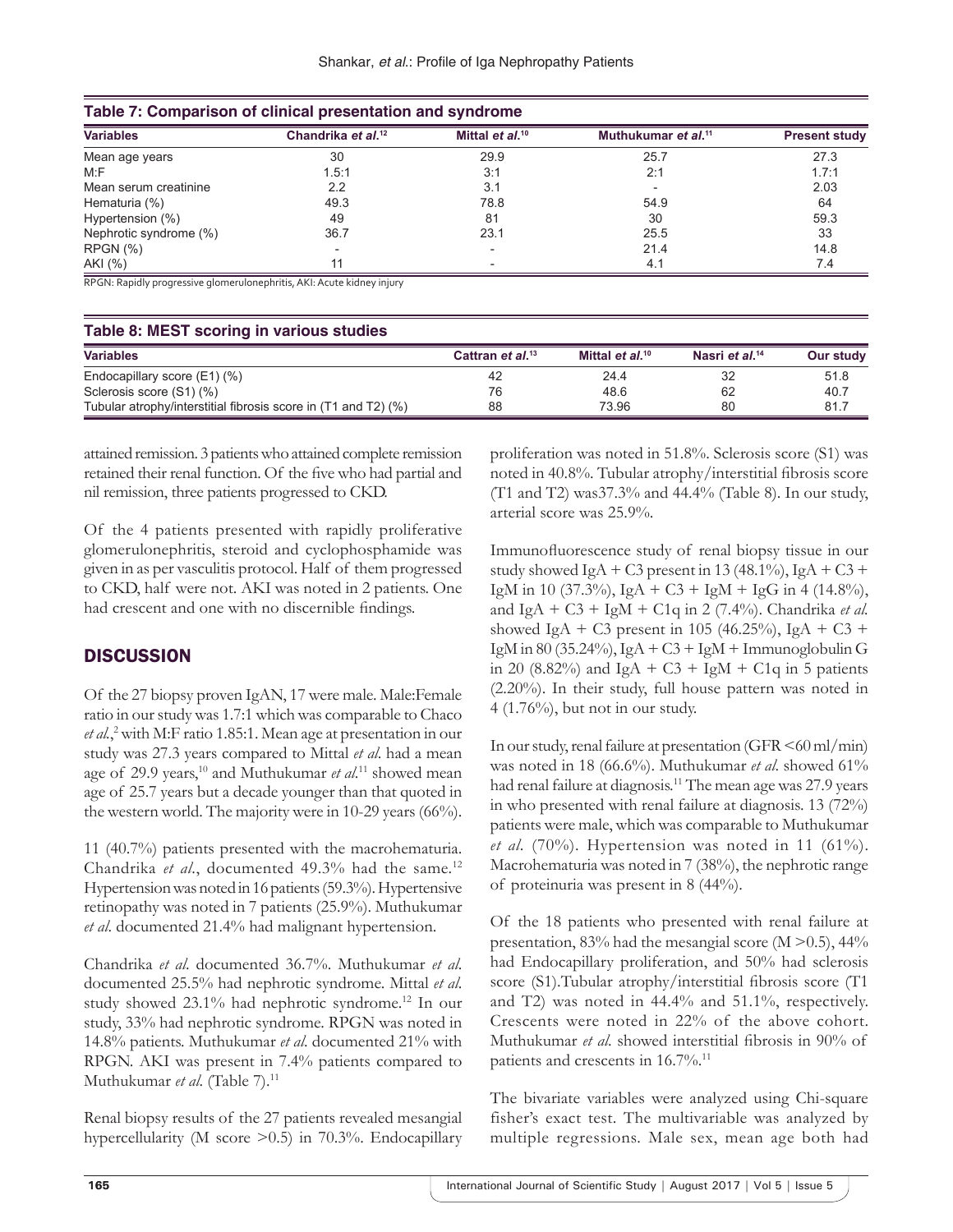**Table 7: Comparison of clinical presentation and syndrome**

| Variables | Chandrika *et al.*[12] | Mittal *et al.*[10] | Muthukumar *et al.*[11] | Present study |
|---|---|---|---|---|
| Mean age years | 30 | 29.9 | 25.7 | 27.3 |
| M:F | 1.5:1 | 3:1 | 2:1 | 1.7:1 |
| Mean serum creatinine | 2.2 | 3.1 | - | 2.03 |
| Hematuria (%) | 49.3 | 78.8 | 54.9 | 64 |
| Hypertension (%) | 49 | 81 | 30 | 59.3 |
| Nephrotic syndrome (%) | 36.7 | 23.1 | 25.5 | 33 |
| RPGN (%) | - | - | 21.4 | 14.8 |
| AKI (%) | 11 | - | 4.1 | 7.4 |

RPGN: Rapidly progressive glomerulonephritis, AKI: Acute kidney injury

**Table 8: MEST scoring in various studies**

| Variables | Cattran *et al.*[13] | Mittal *et al.*[10] | Nasri *et al.*[14] | Our study |
|---|---|---|---|---|
| Endocapillary score (E1) (%) | 42 | 24.4 | 32 | 51.8 |
| Sclerosis score (S1) (%) | 76 | 48.6 | 62 | 40.7 |
| Tubular atrophy/interstitial fibrosis score (T1 and T2) (%) | 88 | 73.96 | 80 | 81.7 |

attained remission. 3 patients who attained complete remission retained their renal function. Of the five who had partial and nil remission, three patients progressed to CKD.

Of the 4 patients presented with rapidly proliferative glomerulonephritis, steroid and cyclophosphamide was given in as per vasculitis protocol. Half of them progressed to CKD, half were not. AKI was noted in 2 patients. One had crescent and one with no discernible findings.

## DISCUSSION

Of the 27 biopsy proven IgAN, 17 were male. Male:Female ratio in our study was 1.7:1 which was comparable to Chaco *et al.*,[2] with M:F ratio 1.85:1. Mean age at presentation in our study was 27.3 years compared to Mittal *et al.* had a mean age of 29.9 years,[10] and Muthukumar *et al.*[11] showed mean age of 25.7 years but a decade younger than that quoted in the western world. The majority were in 10-29 years (66%).

11 (40.7%) patients presented with the macrohematuria. Chandrika *et al.*, documented 49.3% had the same.[12] Hypertension was noted in 16 patients (59.3%). Hypertensive retinopathy was noted in 7 patients (25.9%). Muthukumar *et al.* documented 21.4% had malignant hypertension.

Chandrika *et al.* documented 36.7%. Muthukumar *et al.* documented 25.5% had nephrotic syndrome. Mittal *et al.* study showed 23.1% had nephrotic syndrome.[12] In our study, 33% had nephrotic syndrome. RPGN was noted in 14.8% patients. Muthukumar *et al.* documented 21% with RPGN. AKI was present in 7.4% patients compared to Muthukumar *et al.* (Table 7).[11]

Renal biopsy results of the 27 patients revealed mesangial hypercellularity (M score >0.5) in 70.3%. Endocapillary proliferation was noted in 51.8%. Sclerosis score (S1) was noted in 40.8%. Tubular atrophy/interstitial fibrosis score (T1 and T2) was37.3% and 44.4% (Table 8). In our study, arterial score was 25.9%.

Immunofluorescence study of renal biopsy tissue in our study showed IgA + C3 present in 13 (48.1%), IgA + C3 + IgM in 10 (37.3%), IgA + C3 + IgM + IgG in 4 (14.8%), and IgA + C3 + IgM + C1q in 2 (7.4%). Chandrika *et al.* showed IgA + C3 present in 105 (46.25%), IgA + C3 + IgM in 80 (35.24%), IgA + C3 + IgM + Immunoglobulin G in 20 (8.82%) and IgA + C3 + IgM + C1q in 5 patients (2.20%). In their study, full house pattern was noted in 4 (1.76%), but not in our study.

In our study, renal failure at presentation (GFR <60 ml/min) was noted in 18 (66.6%). Muthukumar *et al.* showed 61% had renal failure at diagnosis.[11] The mean age was 27.9 years in who presented with renal failure at diagnosis. 13 (72%) patients were male, which was comparable to Muthukumar *et al.* (70%). Hypertension was noted in 11 (61%). Macrohematuria was noted in 7 (38%), the nephrotic range of proteinuria was present in 8 (44%).

Of the 18 patients who presented with renal failure at presentation, 83% had the mesangial score (M >0.5), 44% had Endocapillary proliferation, and 50% had sclerosis score (S1).Tubular atrophy/interstitial fibrosis score (T1 and T2) was noted in 44.4% and 51.1%, respectively. Crescents were noted in 22% of the above cohort. Muthukumar *et al.* showed interstitial fibrosis in 90% of patients and crescents in 16.7%.[11]

The bivariate variables were analyzed using Chi-square fisher's exact test. The multivariable was analyzed by multiple regressions. Male sex, mean age both had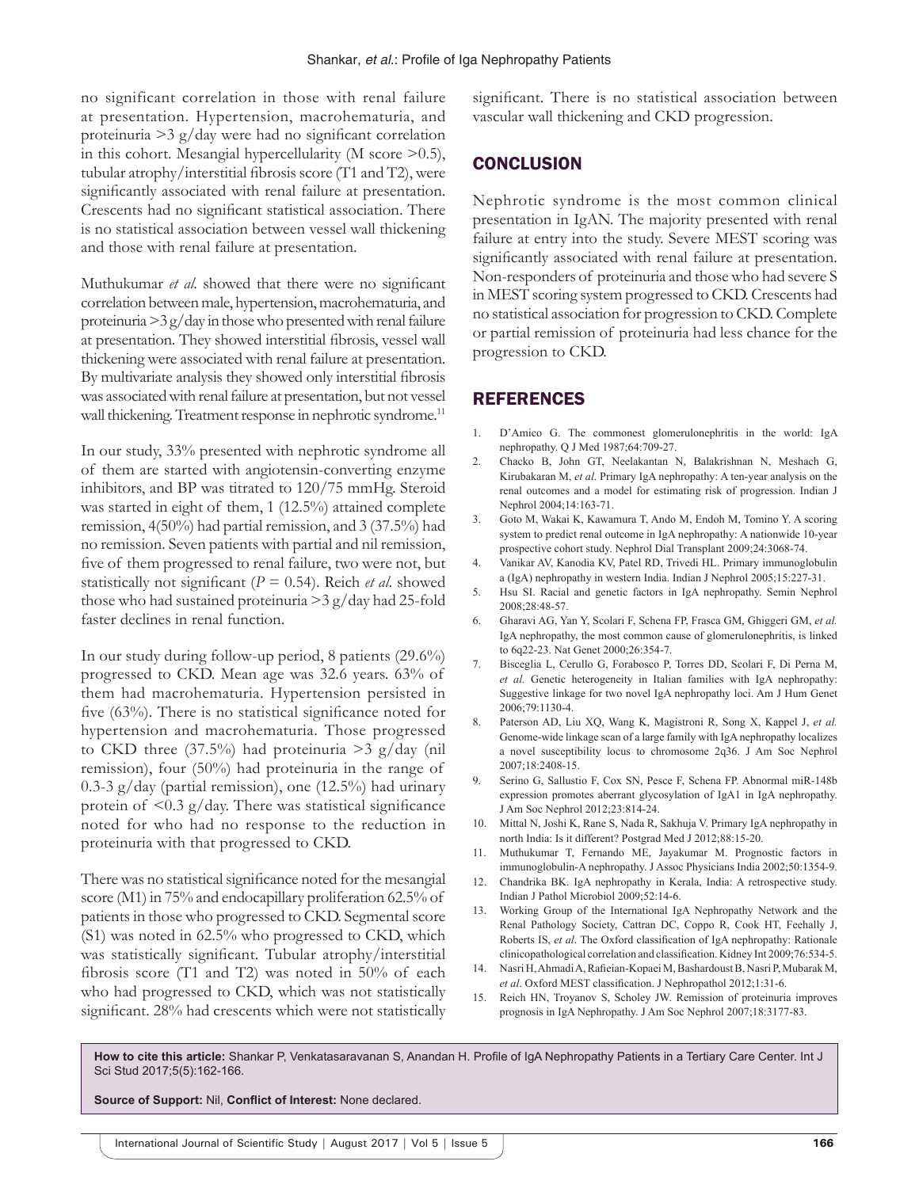no significant correlation in those with renal failure at presentation. Hypertension, macrohematuria, and proteinuria >3 g/day were had no significant correlation in this cohort. Mesangial hypercellularity (M score >0.5), tubular atrophy/interstitial fibrosis score (T1 and T2), were significantly associated with renal failure at presentation. Crescents had no significant statistical association. There is no statistical association between vessel wall thickening and those with renal failure at presentation.

Muthukumar *et al.* showed that there were no significant correlation between male, hypertension, macrohematuria, and proteinuria >3 g/day in those who presented with renal failure at presentation. They showed interstitial fibrosis, vessel wall thickening were associated with renal failure at presentation. By multivariate analysis they showed only interstitial fibrosis was associated with renal failure at presentation, but not vessel wall thickening. Treatment response in nephrotic syndrome.[11]

In our study, 33% presented with nephrotic syndrome all of them are started with angiotensin-converting enzyme inhibitors, and BP was titrated to 120/75 mmHg. Steroid was started in eight of them, 1 (12.5%) attained complete remission, 4(50%) had partial remission, and 3 (37.5%) had no remission. Seven patients with partial and nil remission, five of them progressed to renal failure, two were not, but statistically not significant ($P = 0.54$). Reich *et al.* showed those who had sustained proteinuria >3 g/day had 25-fold faster declines in renal function.

In our study during follow-up period, 8 patients (29.6%) progressed to CKD. Mean age was 32.6 years. 63% of them had macrohematuria. Hypertension persisted in five (63%). There is no statistical significance noted for hypertension and macrohematuria. Those progressed to CKD three (37.5%) had proteinuria >3 g/day (nil remission), four (50%) had proteinuria in the range of 0.3-3 g/day (partial remission), one (12.5%) had urinary protein of <0.3 g/day. There was statistical significance noted for who had no response to the reduction in proteinuria with that progressed to CKD.

There was no statistical significance noted for the mesangial score (M1) in 75% and endocapillary proliferation 62.5% of patients in those who progressed to CKD. Segmental score (S1) was noted in 62.5% who progressed to CKD, which was statistically significant. Tubular atrophy/interstitial fibrosis score (T1 and T2) was noted in 50% of each who had progressed to CKD, which was not statistically significant. 28% had crescents which were not statistically significant. There is no statistical association between vascular wall thickening and CKD progression.

## CONCLUSION

Nephrotic syndrome is the most common clinical presentation in IgAN. The majority presented with renal failure at entry into the study. Severe MEST scoring was significantly associated with renal failure at presentation. Non-responders of proteinuria and those who had severe S in MEST scoring system progressed to CKD. Crescents had no statistical association for progression to CKD. Complete or partial remission of proteinuria had less chance for the progression to CKD.

## REFERENCES

1. D'Amico G. The commonest glomerulonephritis in the world: IgA nephropathy. Q J Med 1987;64:709-27.
2. Chacko B, John GT, Neelakantan N, Balakrishnan N, Meshach G, Kirubakaran M, *et al*. Primary IgA nephropathy: A ten-year analysis on the renal outcomes and a model for estimating risk of progression. Indian J Nephrol 2004;14:163-71.
3. Goto M, Wakai K, Kawamura T, Ando M, Endoh M, Tomino Y. A scoring system to predict renal outcome in IgA nephropathy: A nationwide 10-year prospective cohort study. Nephrol Dial Transplant 2009;24:3068-74.
4. Vanikar AV, Kanodia KV, Patel RD, Trivedi HL. Primary immunoglobulin a (IgA) nephropathy in western India. Indian J Nephrol 2005;15:227-31.
5. Hsu SI. Racial and genetic factors in IgA nephropathy. Semin Nephrol 2008;28:48-57.
6. Gharavi AG, Yan Y, Scolari F, Schena FP, Frasca GM, Ghiggeri GM, *et al.* IgA nephropathy, the most common cause of glomerulonephritis, is linked to 6q22-23. Nat Genet 2000;26:354-7.
7. Bisceglia L, Cerullo G, Forabosco P, Torres DD, Scolari F, Di Perna M, *et al.* Genetic heterogeneity in Italian families with IgA nephropathy: Suggestive linkage for two novel IgA nephropathy loci. Am J Hum Genet 2006;79:1130-4.
8. Paterson AD, Liu XQ, Wang K, Magistroni R, Song X, Kappel J, *et al.* Genome-wide linkage scan of a large family with IgA nephropathy localizes a novel susceptibility locus to chromosome 2q36. J Am Soc Nephrol 2007;18:2408-15.
9. Serino G, Sallustio F, Cox SN, Pesce F, Schena FP. Abnormal miR-148b expression promotes aberrant glycosylation of IgA1 in IgA nephropathy. J Am Soc Nephrol 2012;23:814-24.
10. Mittal N, Joshi K, Rane S, Nada R, Sakhuja V. Primary IgA nephropathy in north India: Is it different? Postgrad Med J 2012;88:15-20.
11. Muthukumar T, Fernando ME, Jayakumar M. Prognostic factors in immunoglobulin-A nephropathy. J Assoc Physicians India 2002;50:1354-9.
12. Chandrika BK. IgA nephropathy in Kerala, India: A retrospective study. Indian J Pathol Microbiol 2009;52:14-6.
13. Working Group of the International IgA Nephropathy Network and the Renal Pathology Society, Cattran DC, Coppo R, Cook HT, Feehally J, Roberts IS, *et al*. The Oxford classification of IgA nephropathy: Rationale clinicopathological correlation and classification. Kidney Int 2009;76:534-5.
14. Nasri H, Ahmadi A, Rafieian-Kopaei M, Bashardoust B, Nasri P, Mubarak M, *et al*. Oxford MEST classification. J Nephropathol 2012;1:31-6.
15. Reich HN, Troyanov S, Scholey JW. Remission of proteinuria improves prognosis in IgA Nephropathy. J Am Soc Nephrol 2007;18:3177-83.

**How to cite this article:** Shankar P, Venkatasaravanan S, Anandan H. Profile of IgA Nephropathy Patients in a Tertiary Care Center. Int J Sci Stud 2017;5(5):162-166.

**Source of Support:** Nil, **Conflict of Interest:** None declared.